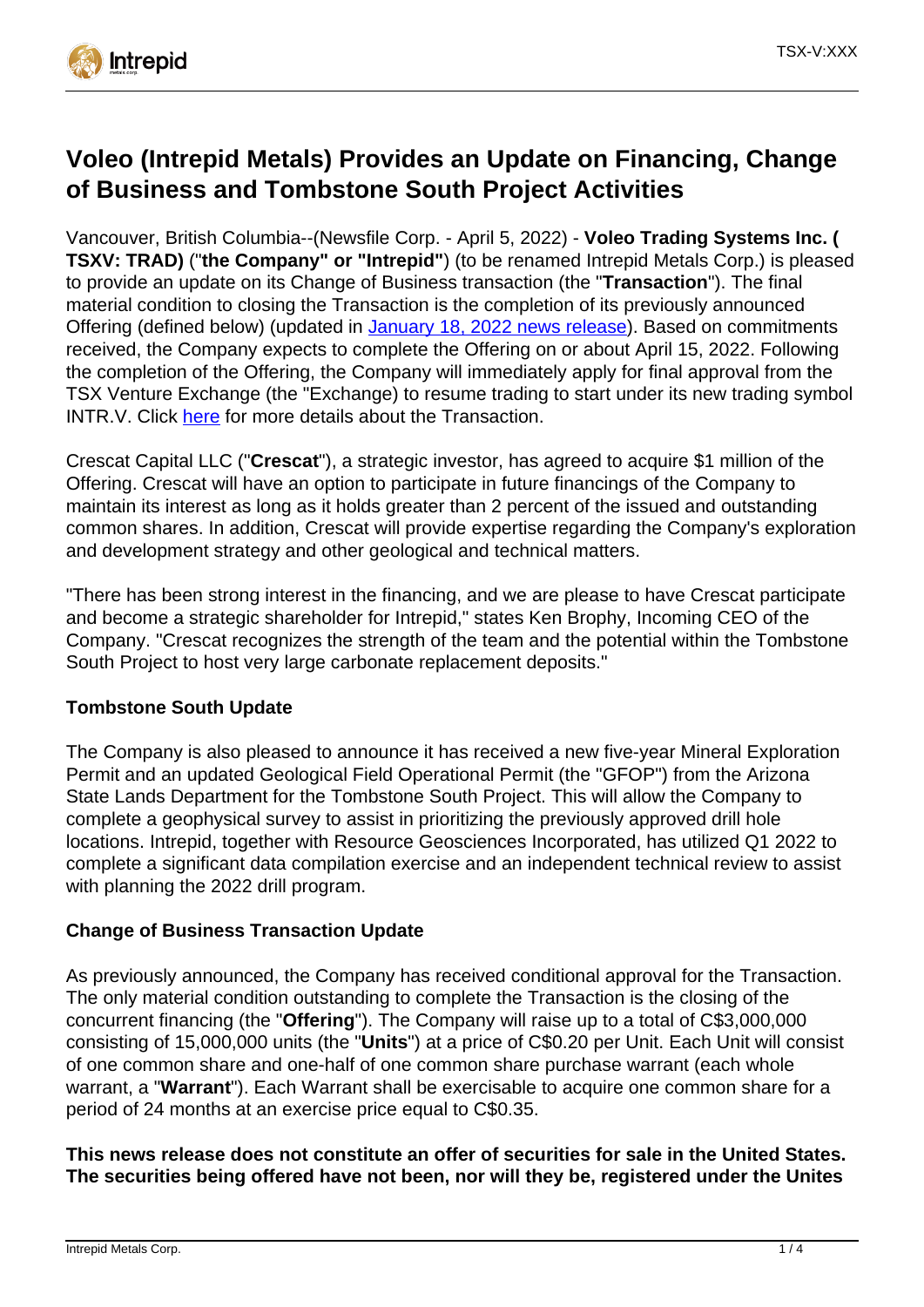# Voleo (Intrepid Metals) Provides an Update on Financing, Change of Business and Tombstone South Project Activities

Vancouver, British Columbia--(Newsfile Corp. - April 5, 2022) - **Voleo Trading Systems Inc. ( TSXV: TRAD)** ("**the Company" or "Intrepid"**) (to be renamed Intrepid Metals Corp.) is pleased to provide an update on its Change of Business transaction (the "**Transaction**"). The final material condition to closing the Transaction is the completion of its previously announced Offering (defined below) (updated in [January 18, 2022 news release](#)). Based on commitments received, the Company expects to complete the Offering on or about April 15, 2022. Following the completion of the Offering, the Company will immediately apply for final approval from the TSX Venture Exchange (the "Exchange) to resume trading to start under its new trading symbol INTR.V. Click [here](#) for more details about the Transaction.

Crescat Capital LLC ("**Crescat**"), a strategic investor, has agreed to acquire $1 million of the Offering. Crescat will have an option to participate in future financings of the Company to maintain its interest as long as it holds greater than 2 percent of the issued and outstanding common shares. In addition, Crescat will provide expertise regarding the Company's exploration and development strategy and other geological and technical matters.

"There has been strong interest in the financing, and we are please to have Crescat participate and become a strategic shareholder for Intrepid," states Ken Brophy, Incoming CEO of the Company. "Crescat recognizes the strength of the team and the potential within the Tombstone South Project to host very large carbonate replacement deposits."

**Tombstone South Update**

The Company is also pleased to announce it has received a new five-year Mineral Exploration Permit and an updated Geological Field Operational Permit (the "GFOP") from the Arizona State Lands Department for the Tombstone South Project. This will allow the Company to complete a geophysical survey to assist in prioritizing the previously approved drill hole locations. Intrepid, together with Resource Geosciences Incorporated, has utilized Q1 2022 to complete a significant data compilation exercise and an independent technical review to assist with planning the 2022 drill program.

**Change of Business Transaction Update**

As previously announced, the Company has received conditional approval for the Transaction. The only material condition outstanding to complete the Transaction is the closing of the concurrent financing (the "**Offering**"). The Company will raise up to a total of C$3,000,000 consisting of 15,000,000 units (the "**Units**") at a price of C$0.20 per Unit. Each Unit will consist of one common share and one-half of one common share purchase warrant (each whole warrant, a "**Warrant**"). Each Warrant shall be exercisable to acquire one common share for a period of 24 months at an exercise price equal to C$0.35.

**This news release does not constitute an offer of securities for sale in the United States. The securities being offered have not been, nor will they be, registered under the Unites**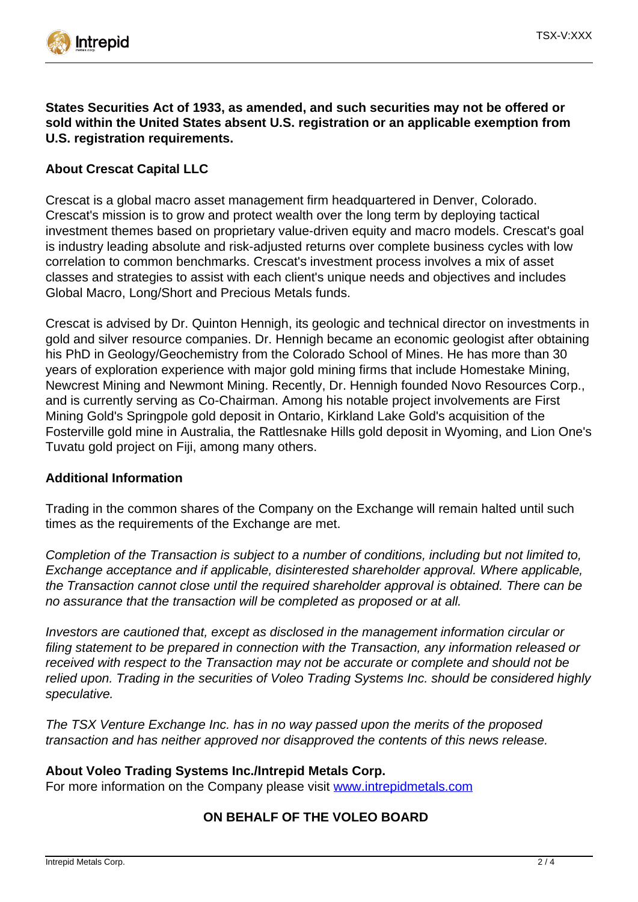**States Securities Act of 1933, as amended, and such securities may not be offered or sold within the United States absent U.S. registration or an applicable exemption from U.S. registration requirements.**

**About Crescat Capital LLC**

Crescat is a global macro asset management firm headquartered in Denver, Colorado. Crescat's mission is to grow and protect wealth over the long term by deploying tactical investment themes based on proprietary value-driven equity and macro models. Crescat's goal is industry leading absolute and risk-adjusted returns over complete business cycles with low correlation to common benchmarks. Crescat's investment process involves a mix of asset classes and strategies to assist with each client's unique needs and objectives and includes Global Macro, Long/Short and Precious Metals funds.

Crescat is advised by Dr. Quinton Hennigh, its geologic and technical director on investments in gold and silver resource companies. Dr. Hennigh became an economic geologist after obtaining his PhD in Geology/Geochemistry from the Colorado School of Mines. He has more than 30 years of exploration experience with major gold mining firms that include Homestake Mining, Newcrest Mining and Newmont Mining. Recently, Dr. Hennigh founded Novo Resources Corp., and is currently serving as Co-Chairman. Among his notable project involvements are First Mining Gold's Springpole gold deposit in Ontario, Kirkland Lake Gold's acquisition of the Fosterville gold mine in Australia, the Rattlesnake Hills gold deposit in Wyoming, and Lion One's Tuvatu gold project on Fiji, among many others.

**Additional Information**

Trading in the common shares of the Company on the Exchange will remain halted until such times as the requirements of the Exchange are met.

*Completion of the Transaction is subject to a number of conditions, including but not limited to, Exchange acceptance and if applicable, disinterested shareholder approval. Where applicable, the Transaction cannot close until the required shareholder approval is obtained. There can be no assurance that the transaction will be completed as proposed or at all.*

*Investors are cautioned that, except as disclosed in the management information circular or filing statement to be prepared in connection with the Transaction, any information released or received with respect to the Transaction may not be accurate or complete and should not be relied upon. Trading in the securities of Voleo Trading Systems Inc. should be considered highly speculative.*

*The TSX Venture Exchange Inc. has in no way passed upon the merits of the proposed transaction and has neither approved nor disapproved the contents of this news release.*

**About Voleo Trading Systems Inc./Intrepid Metals Corp.**
For more information on the Company please visit [www.intrepidmetals.com](http://www.intrepidmetals.com)

**ON BEHALF OF THE VOLEO BOARD**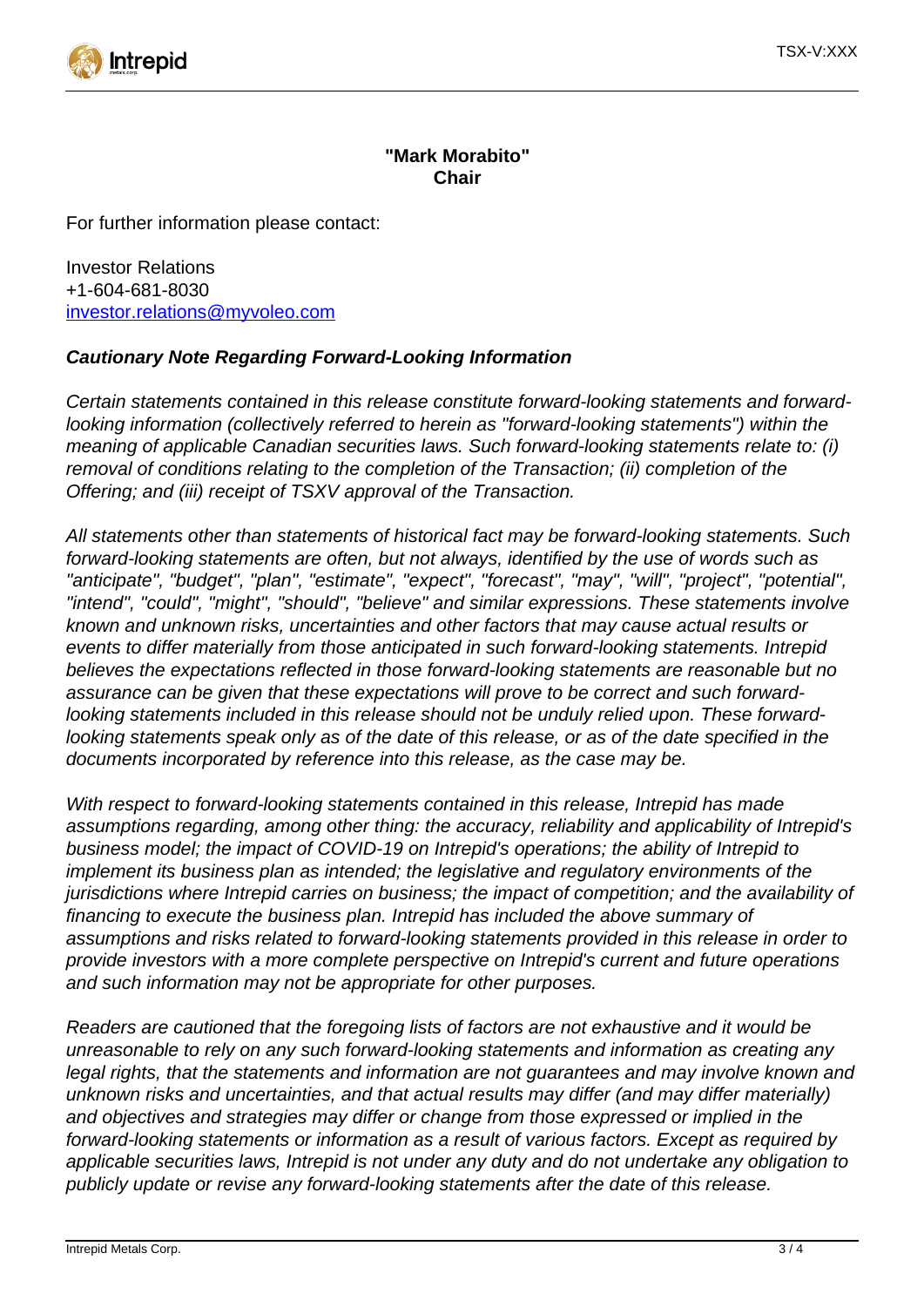**"Mark Morabito"**
**Chair**

For further information please contact:

Investor Relations
+1-604-681-8030
investor.relations@myvoleo.com

***Cautionary Note Regarding Forward-Looking Information***

*Certain statements contained in this release constitute forward-looking statements and forward-looking information (collectively referred to herein as "forward-looking statements") within the meaning of applicable Canadian securities laws. Such forward-looking statements relate to: (i) removal of conditions relating to the completion of the Transaction; (ii) completion of the Offering; and (iii) receipt of TSXV approval of the Transaction.*

*All statements other than statements of historical fact may be forward-looking statements. Such forward-looking statements are often, but not always, identified by the use of words such as "anticipate", "budget", "plan", "estimate", "expect", "forecast", "may", "will", "project", "potential", "intend", "could", "might", "should", "believe" and similar expressions. These statements involve known and unknown risks, uncertainties and other factors that may cause actual results or events to differ materially from those anticipated in such forward-looking statements. Intrepid believes the expectations reflected in those forward-looking statements are reasonable but no assurance can be given that these expectations will prove to be correct and such forward-looking statements included in this release should not be unduly relied upon. These forward-looking statements speak only as of the date of this release, or as of the date specified in the documents incorporated by reference into this release, as the case may be.*

*With respect to forward-looking statements contained in this release, Intrepid has made assumptions regarding, among other thing: the accuracy, reliability and applicability of Intrepid's business model; the impact of COVID-19 on Intrepid's operations; the ability of Intrepid to implement its business plan as intended; the legislative and regulatory environments of the jurisdictions where Intrepid carries on business; the impact of competition; and the availability of financing to execute the business plan. Intrepid has included the above summary of assumptions and risks related to forward-looking statements provided in this release in order to provide investors with a more complete perspective on Intrepid's current and future operations and such information may not be appropriate for other purposes.*

*Readers are cautioned that the foregoing lists of factors are not exhaustive and it would be unreasonable to rely on any such forward-looking statements and information as creating any legal rights, that the statements and information are not guarantees and may involve known and unknown risks and uncertainties, and that actual results may differ (and may differ materially) and objectives and strategies may differ or change from those expressed or implied in the forward-looking statements or information as a result of various factors. Except as required by applicable securities laws, Intrepid is not under any duty and do not undertake any obligation to publicly update or revise any forward-looking statements after the date of this release.*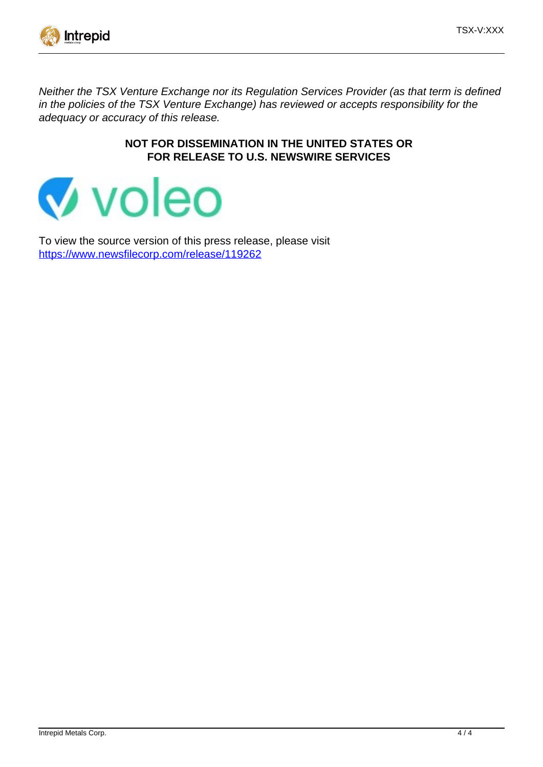*Neither the TSX Venture Exchange nor its Regulation Services Provider (as that term is defined in the policies of the TSX Venture Exchange) has reviewed or accepts responsibility for the adequacy or accuracy of this release.*

**NOT FOR DISSEMINATION IN THE UNITED STATES OR FOR RELEASE TO U.S. NEWSWIRE SERVICES**

To view the source version of this press release, please visit https://www.newsfilecorp.com/release/119262